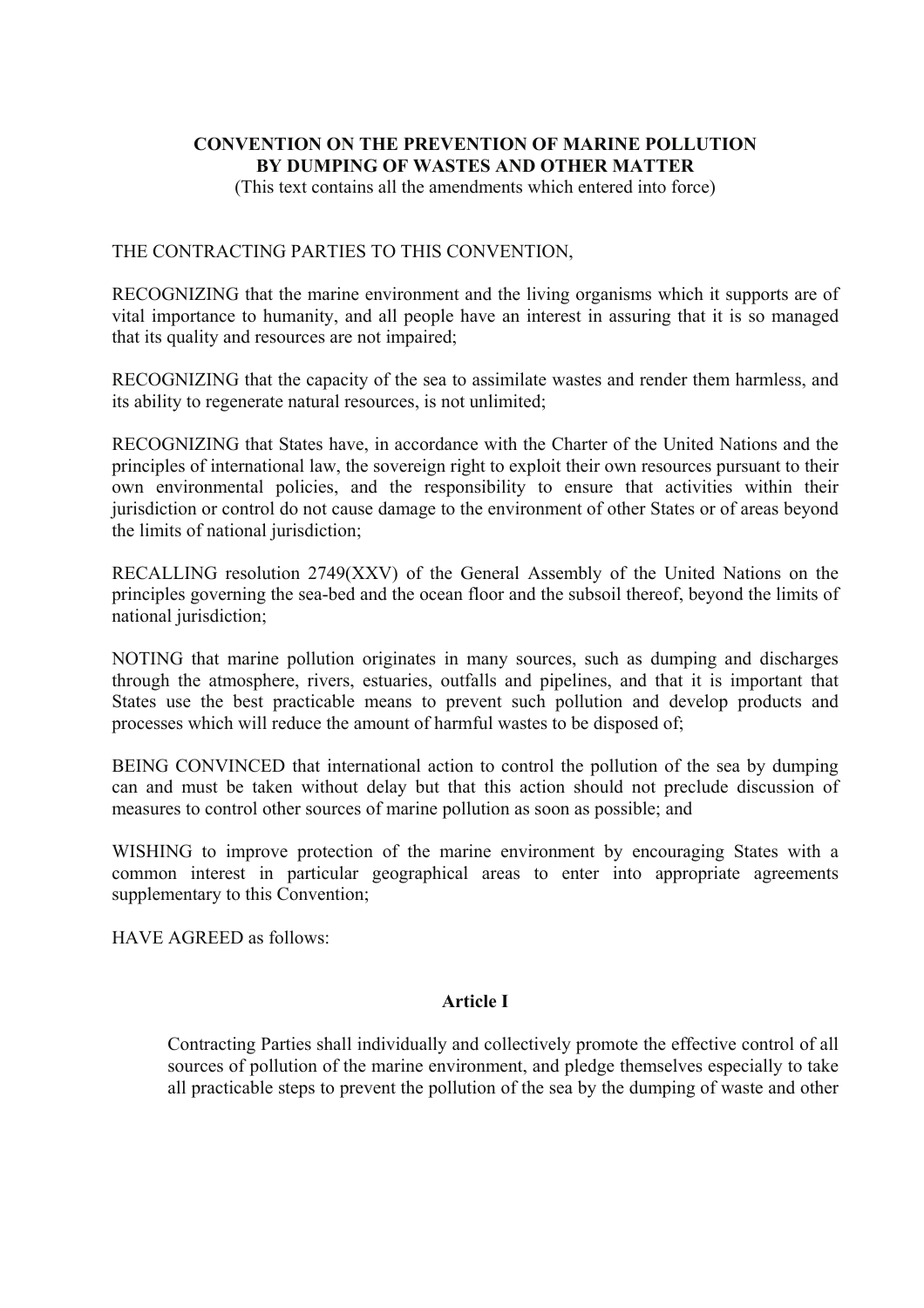# CONVENTION ON THE PREVENTION OF MARINE POLLUTION BY DUMPING OF WASTES AND OTHER MATTER

(This text contains all the amendments which entered into force)

THE CONTRACTING PARTIES TO THIS CONVENTION,

RECOGNIZING that the marine environment and the living organisms which it supports are of vital importance to humanity, and all people have an interest in assuring that it is so managed that its quality and resources are not impaired;

RECOGNIZING that the capacity of the sea to assimilate wastes and render them harmless, and its ability to regenerate natural resources, is not unlimited;

RECOGNIZING that States have, in accordance with the Charter of the United Nations and the principles of international law, the sovereign right to exploit their own resources pursuant to their own environmental policies, and the responsibility to ensure that activities within their jurisdiction or control do not cause damage to the environment of other States or of areas beyond the limits of national jurisdiction;

RECALLING resolution 2749(XXV) of the General Assembly of the United Nations on the principles governing the sea-bed and the ocean floor and the subsoil thereof, beyond the limits of national jurisdiction;

NOTING that marine pollution originates in many sources, such as dumping and discharges through the atmosphere, rivers, estuaries, outfalls and pipelines, and that it is important that States use the best practicable means to prevent such pollution and develop products and processes which will reduce the amount of harmful wastes to be disposed of;

BEING CONVINCED that international action to control the pollution of the sea by dumping can and must be taken without delay but that this action should not preclude discussion of measures to control other sources of marine pollution as soon as possible; and

WISHING to improve protection of the marine environment by encouraging States with a common interest in particular geographical areas to enter into appropriate agreements supplementary to this Convention;

HAVE AGREED as follows:

## Article I

Contracting Parties shall individually and collectively promote the effective control of all sources of pollution of the marine environment, and pledge themselves especially to take all practicable steps to prevent the pollution of the sea by the dumping of waste and other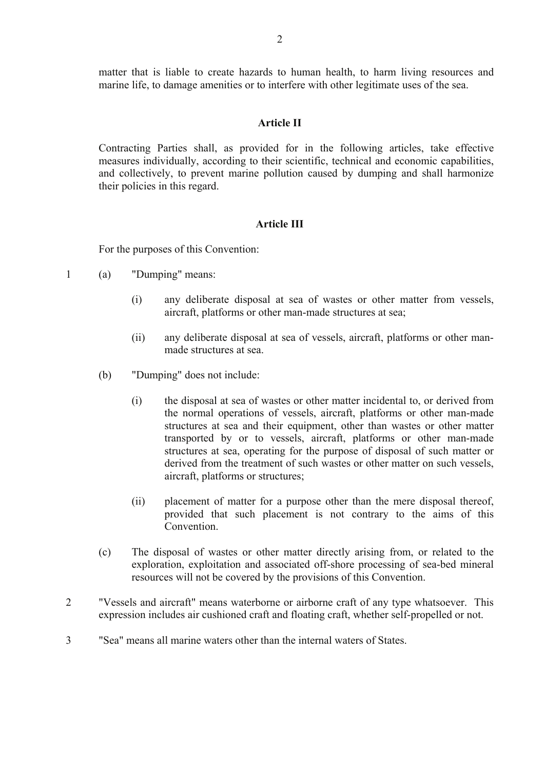matter that is liable to create hazards to human health, to harm living resources and marine life, to damage amenities or to interfere with other legitimate uses of the sea.

## Article II

Contracting Parties shall, as provided for in the following articles, take effective measures individually, according to their scientific, technical and economic capabilities, and collectively, to prevent marine pollution caused by dumping and shall harmonize their policies in this regard.

## Article III

For the purposes of this Convention:

1 (a) "Dumping" means:

(i) any deliberate disposal at sea of wastes or other matter from vessels, aircraft, platforms or other man-made structures at sea;

(ii) any deliberate disposal at sea of vessels, aircraft, platforms or other man-made structures at sea.

(b) "Dumping" does not include:

(i) the disposal at sea of wastes or other matter incidental to, or derived from the normal operations of vessels, aircraft, platforms or other man-made structures at sea and their equipment, other than wastes or other matter transported by or to vessels, aircraft, platforms or other man-made structures at sea, operating for the purpose of disposal of such matter or derived from the treatment of such wastes or other matter on such vessels, aircraft, platforms or structures;

(ii) placement of matter for a purpose other than the mere disposal thereof, provided that such placement is not contrary to the aims of this Convention.

(c) The disposal of wastes or other matter directly arising from, or related to the exploration, exploitation and associated off-shore processing of sea-bed mineral resources will not be covered by the provisions of this Convention.

2 "Vessels and aircraft" means waterborne or airborne craft of any type whatsoever. This expression includes air cushioned craft and floating craft, whether self-propelled or not.

3 "Sea" means all marine waters other than the internal waters of States.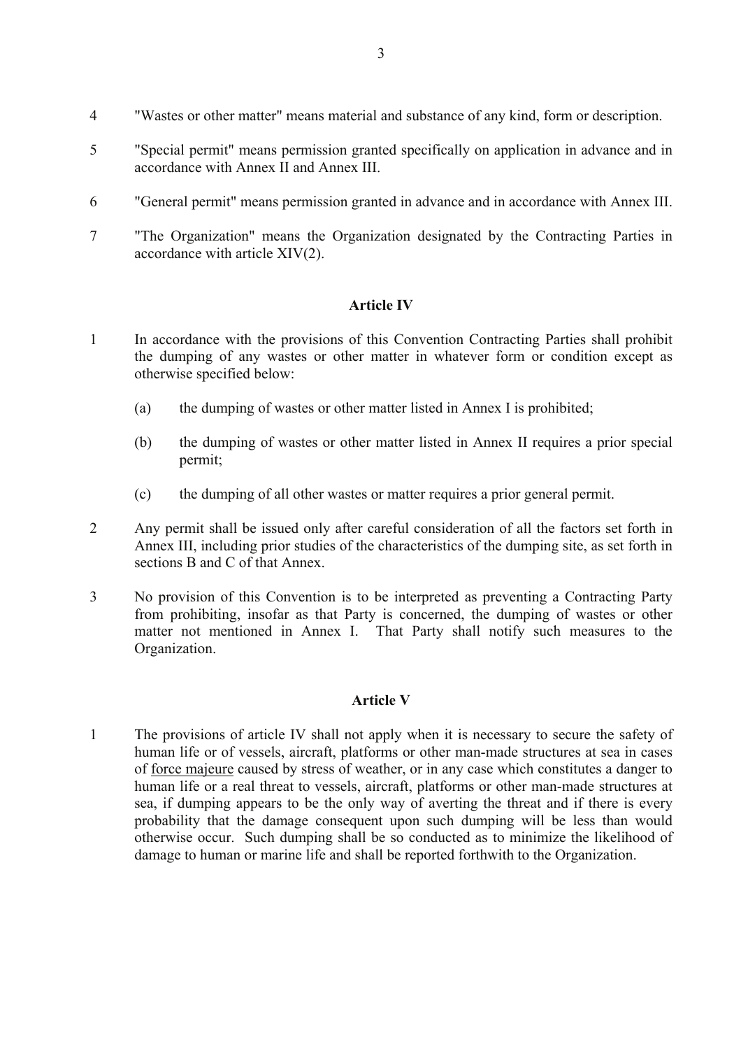4 "Wastes or other matter" means material and substance of any kind, form or description.

5 "Special permit" means permission granted specifically on application in advance and in accordance with Annex II and Annex III.

6 "General permit" means permission granted in advance and in accordance with Annex III.

7 "The Organization" means the Organization designated by the Contracting Parties in accordance with article XIV(2).

## Article IV

1 In accordance with the provisions of this Convention Contracting Parties shall prohibit the dumping of any wastes or other matter in whatever form or condition except as otherwise specified below:

(a) the dumping of wastes or other matter listed in Annex I is prohibited;

(b) the dumping of wastes or other matter listed in Annex II requires a prior special permit;

(c) the dumping of all other wastes or matter requires a prior general permit.

2 Any permit shall be issued only after careful consideration of all the factors set forth in Annex III, including prior studies of the characteristics of the dumping site, as set forth in sections B and C of that Annex.

3 No provision of this Convention is to be interpreted as preventing a Contracting Party from prohibiting, insofar as that Party is concerned, the dumping of wastes or other matter not mentioned in Annex I. That Party shall notify such measures to the Organization.

## Article V

1 The provisions of article IV shall not apply when it is necessary to secure the safety of human life or of vessels, aircraft, platforms or other man-made structures at sea in cases of force majeure caused by stress of weather, or in any case which constitutes a danger to human life or a real threat to vessels, aircraft, platforms or other man-made structures at sea, if dumping appears to be the only way of averting the threat and if there is every probability that the damage consequent upon such dumping will be less than would otherwise occur. Such dumping shall be so conducted as to minimize the likelihood of damage to human or marine life and shall be reported forthwith to the Organization.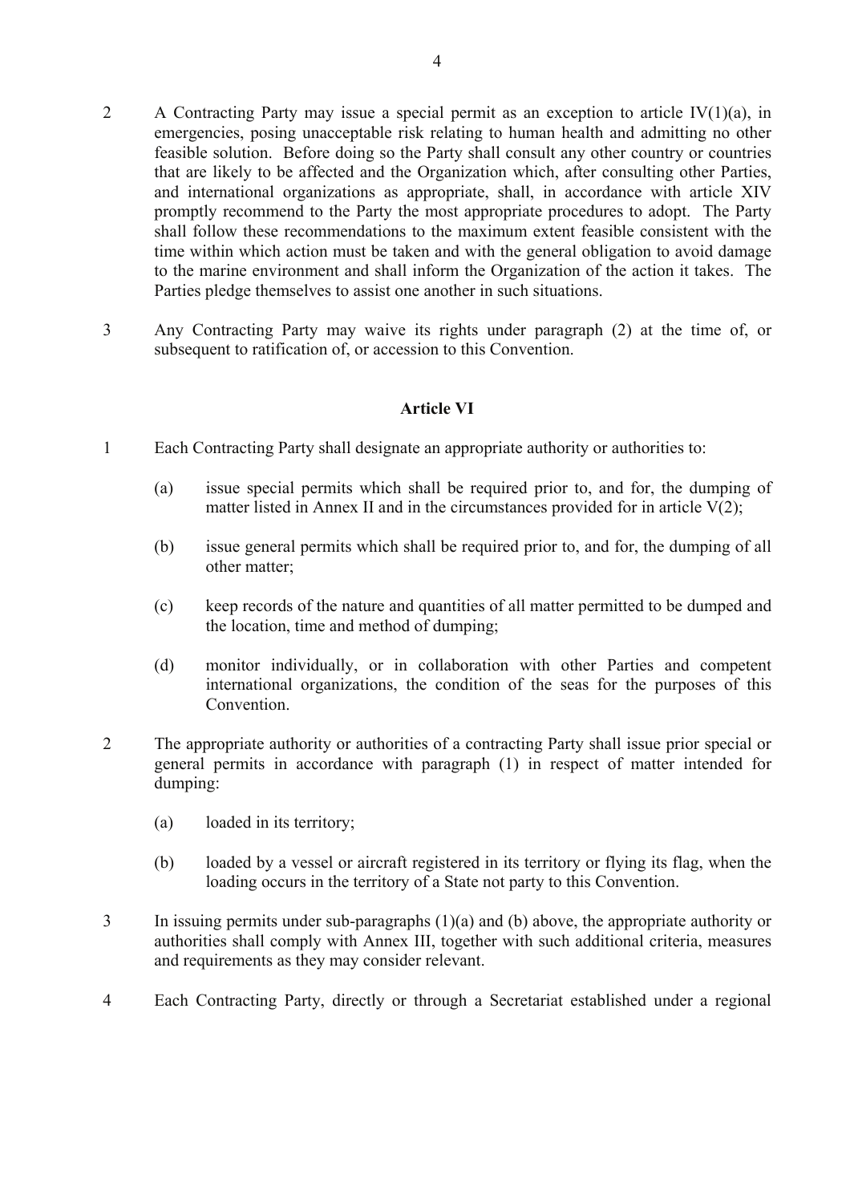2 A Contracting Party may issue a special permit as an exception to article IV(1)(a), in emergencies, posing unacceptable risk relating to human health and admitting no other feasible solution. Before doing so the Party shall consult any other country or countries that are likely to be affected and the Organization which, after consulting other Parties, and international organizations as appropriate, shall, in accordance with article XIV promptly recommend to the Party the most appropriate procedures to adopt. The Party shall follow these recommendations to the maximum extent feasible consistent with the time within which action must be taken and with the general obligation to avoid damage to the marine environment and shall inform the Organization of the action it takes. The Parties pledge themselves to assist one another in such situations.

3 Any Contracting Party may waive its rights under paragraph (2) at the time of, or subsequent to ratification of, or accession to this Convention.

## Article VI

1 Each Contracting Party shall designate an appropriate authority or authorities to:

(a) issue special permits which shall be required prior to, and for, the dumping of matter listed in Annex II and in the circumstances provided for in article V(2);

(b) issue general permits which shall be required prior to, and for, the dumping of all other matter;

(c) keep records of the nature and quantities of all matter permitted to be dumped and the location, time and method of dumping;

(d) monitor individually, or in collaboration with other Parties and competent international organizations, the condition of the seas for the purposes of this Convention.

2 The appropriate authority or authorities of a contracting Party shall issue prior special or general permits in accordance with paragraph (1) in respect of matter intended for dumping:

(a) loaded in its territory;

(b) loaded by a vessel or aircraft registered in its territory or flying its flag, when the loading occurs in the territory of a State not party to this Convention.

3 In issuing permits under sub-paragraphs (1)(a) and (b) above, the appropriate authority or authorities shall comply with Annex III, together with such additional criteria, measures and requirements as they may consider relevant.

4 Each Contracting Party, directly or through a Secretariat established under a regional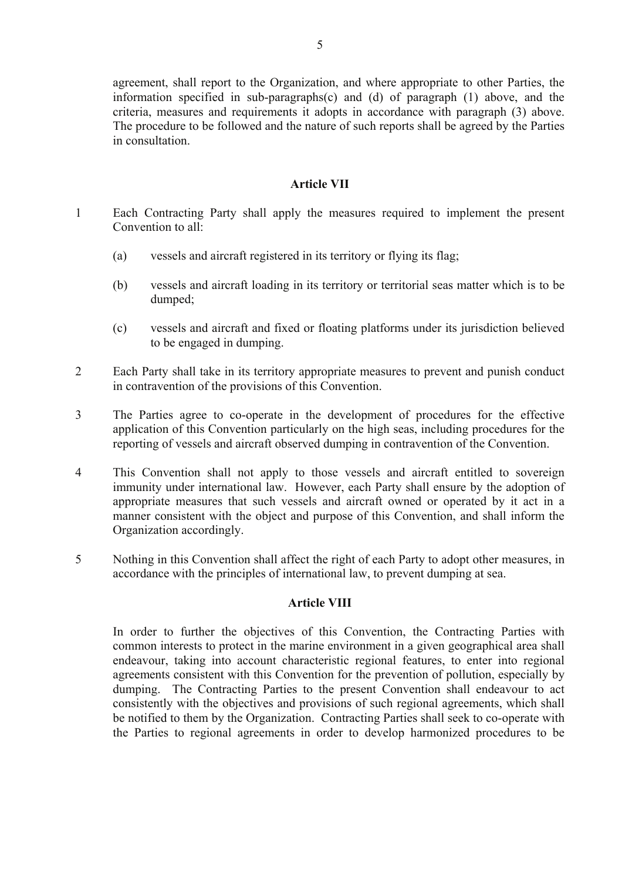agreement, shall report to the Organization, and where appropriate to other Parties, the information specified in sub-paragraphs(c) and (d) of paragraph (1) above, and the criteria, measures and requirements it adopts in accordance with paragraph (3) above. The procedure to be followed and the nature of such reports shall be agreed by the Parties in consultation.

## Article VII

1 Each Contracting Party shall apply the measures required to implement the present Convention to all:

(a) vessels and aircraft registered in its territory or flying its flag;

(b) vessels and aircraft loading in its territory or territorial seas matter which is to be dumped;

(c) vessels and aircraft and fixed or floating platforms under its jurisdiction believed to be engaged in dumping.

2 Each Party shall take in its territory appropriate measures to prevent and punish conduct in contravention of the provisions of this Convention.

3 The Parties agree to co-operate in the development of procedures for the effective application of this Convention particularly on the high seas, including procedures for the reporting of vessels and aircraft observed dumping in contravention of the Convention.

4 This Convention shall not apply to those vessels and aircraft entitled to sovereign immunity under international law. However, each Party shall ensure by the adoption of appropriate measures that such vessels and aircraft owned or operated by it act in a manner consistent with the object and purpose of this Convention, and shall inform the Organization accordingly.

5 Nothing in this Convention shall affect the right of each Party to adopt other measures, in accordance with the principles of international law, to prevent dumping at sea.

## Article VIII

In order to further the objectives of this Convention, the Contracting Parties with common interests to protect in the marine environment in a given geographical area shall endeavour, taking into account characteristic regional features, to enter into regional agreements consistent with this Convention for the prevention of pollution, especially by dumping. The Contracting Parties to the present Convention shall endeavour to act consistently with the objectives and provisions of such regional agreements, which shall be notified to them by the Organization. Contracting Parties shall seek to co-operate with the Parties to regional agreements in order to develop harmonized procedures to be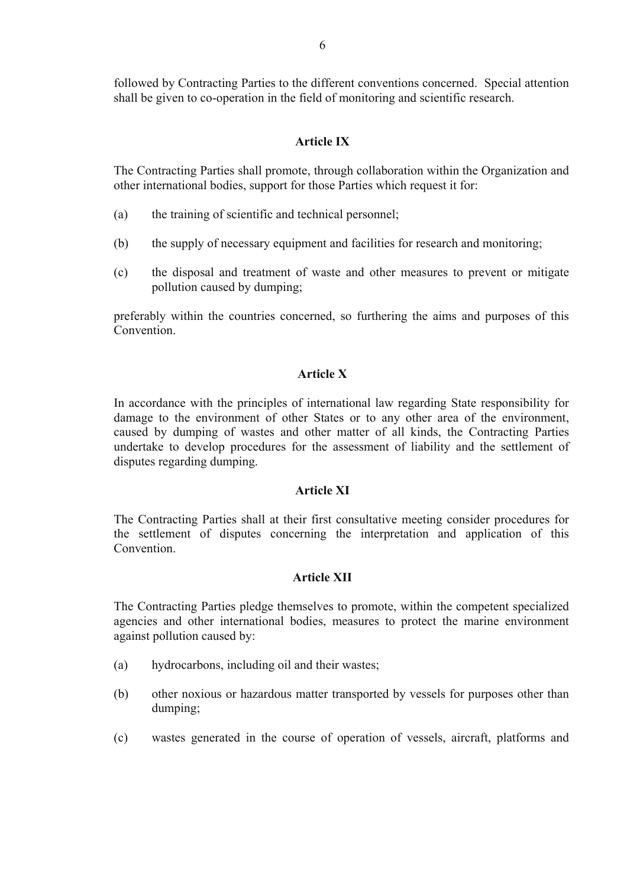followed by Contracting Parties to the different conventions concerned. Special attention shall be given to co-operation in the field of monitoring and scientific research.

### Article IX

The Contracting Parties shall promote, through collaboration within the Organization and other international bodies, support for those Parties which request it for:

(a) the training of scientific and technical personnel;

(b) the supply of necessary equipment and facilities for research and monitoring;

(c) the disposal and treatment of waste and other measures to prevent or mitigate pollution caused by dumping;

preferably within the countries concerned, so furthering the aims and purposes of this Convention.

### Article X

In accordance with the principles of international law regarding State responsibility for damage to the environment of other States or to any other area of the environment, caused by dumping of wastes and other matter of all kinds, the Contracting Parties undertake to develop procedures for the assessment of liability and the settlement of disputes regarding dumping.

### Article XI

The Contracting Parties shall at their first consultative meeting consider procedures for the settlement of disputes concerning the interpretation and application of this Convention.

### Article XII

The Contracting Parties pledge themselves to promote, within the competent specialized agencies and other international bodies, measures to protect the marine environment against pollution caused by:

(a) hydrocarbons, including oil and their wastes;

(b) other noxious or hazardous matter transported by vessels for purposes other than dumping;

(c) wastes generated in the course of operation of vessels, aircraft, platforms and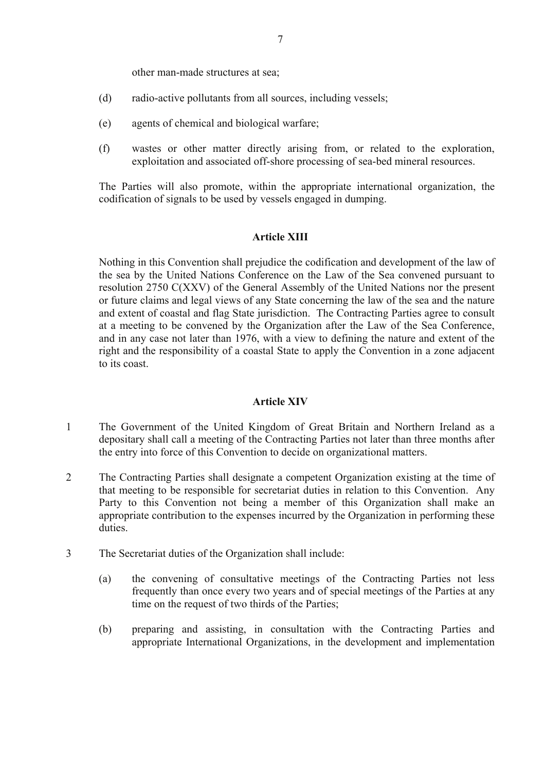other man-made structures at sea;

(d) radio-active pollutants from all sources, including vessels;

(e) agents of chemical and biological warfare;

(f) wastes or other matter directly arising from, or related to the exploration, exploitation and associated off-shore processing of sea-bed mineral resources.

The Parties will also promote, within the appropriate international organization, the codification of signals to be used by vessels engaged in dumping.

### Article XIII

Nothing in this Convention shall prejudice the codification and development of the law of the sea by the United Nations Conference on the Law of the Sea convened pursuant to resolution 2750 C(XXV) of the General Assembly of the United Nations nor the present or future claims and legal views of any State concerning the law of the sea and the nature and extent of coastal and flag State jurisdiction. The Contracting Parties agree to consult at a meeting to be convened by the Organization after the Law of the Sea Conference, and in any case not later than 1976, with a view to defining the nature and extent of the right and the responsibility of a coastal State to apply the Convention in a zone adjacent to its coast.

### Article XIV

1 The Government of the United Kingdom of Great Britain and Northern Ireland as a depositary shall call a meeting of the Contracting Parties not later than three months after the entry into force of this Convention to decide on organizational matters.

2 The Contracting Parties shall designate a competent Organization existing at the time of that meeting to be responsible for secretariat duties in relation to this Convention. Any Party to this Convention not being a member of this Organization shall make an appropriate contribution to the expenses incurred by the Organization in performing these duties.

3 The Secretariat duties of the Organization shall include:

(a) the convening of consultative meetings of the Contracting Parties not less frequently than once every two years and of special meetings of the Parties at any time on the request of two thirds of the Parties;

(b) preparing and assisting, in consultation with the Contracting Parties and appropriate International Organizations, in the development and implementation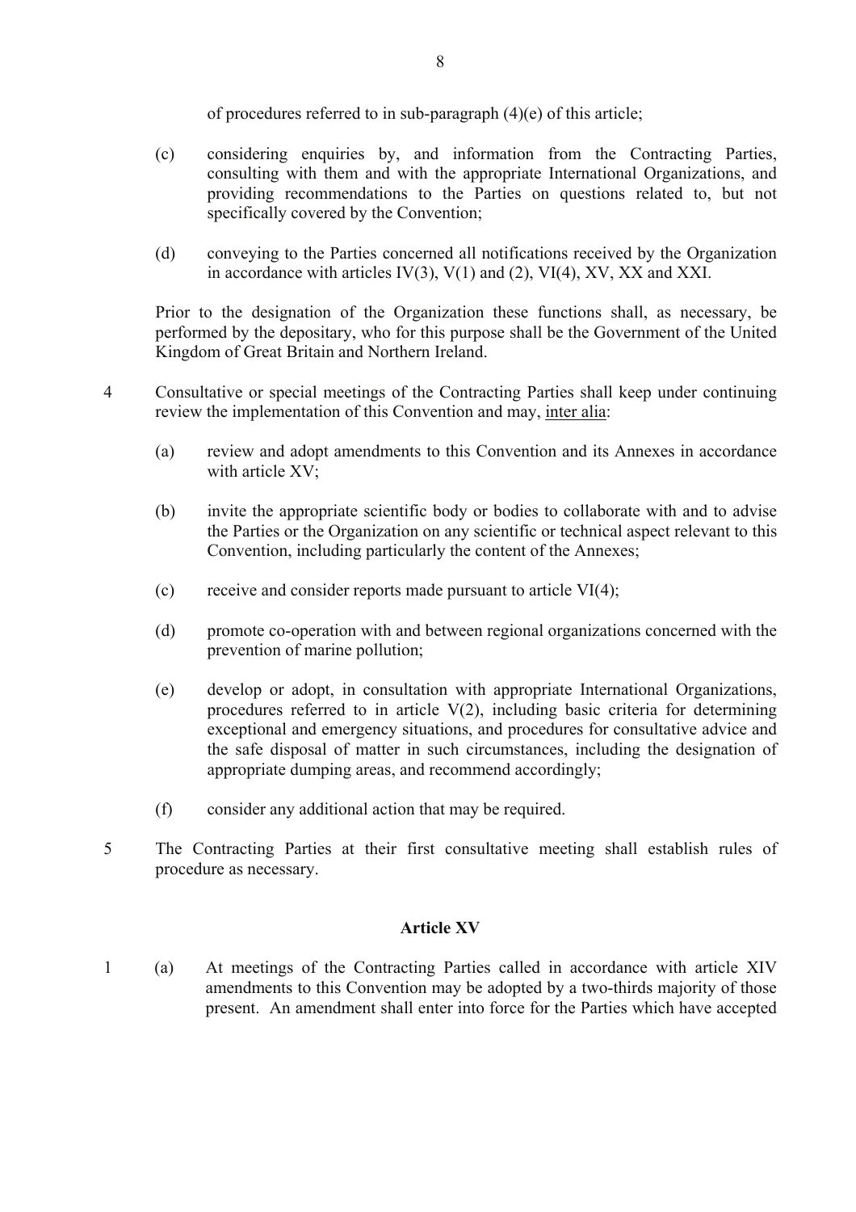of procedures referred to in sub-paragraph (4)(e) of this article;

(c) considering enquiries by, and information from the Contracting Parties, consulting with them and with the appropriate International Organizations, and providing recommendations to the Parties on questions related to, but not specifically covered by the Convention;

(d) conveying to the Parties concerned all notifications received by the Organization in accordance with articles IV(3), V(1) and (2), VI(4), XV, XX and XXI.

Prior to the designation of the Organization these functions shall, as necessary, be performed by the depositary, who for this purpose shall be the Government of the United Kingdom of Great Britain and Northern Ireland.

4 Consultative or special meetings of the Contracting Parties shall keep under continuing review the implementation of this Convention and may, inter alia:

(a) review and adopt amendments to this Convention and its Annexes in accordance with article XV;

(b) invite the appropriate scientific body or bodies to collaborate with and to advise the Parties or the Organization on any scientific or technical aspect relevant to this Convention, including particularly the content of the Annexes;

(c) receive and consider reports made pursuant to article VI(4);

(d) promote co-operation with and between regional organizations concerned with the prevention of marine pollution;

(e) develop or adopt, in consultation with appropriate International Organizations, procedures referred to in article V(2), including basic criteria for determining exceptional and emergency situations, and procedures for consultative advice and the safe disposal of matter in such circumstances, including the designation of appropriate dumping areas, and recommend accordingly;

(f) consider any additional action that may be required.

5 The Contracting Parties at their first consultative meeting shall establish rules of procedure as necessary.

### Article XV

1 (a) At meetings of the Contracting Parties called in accordance with article XIV amendments to this Convention may be adopted by a two-thirds majority of those present. An amendment shall enter into force for the Parties which have accepted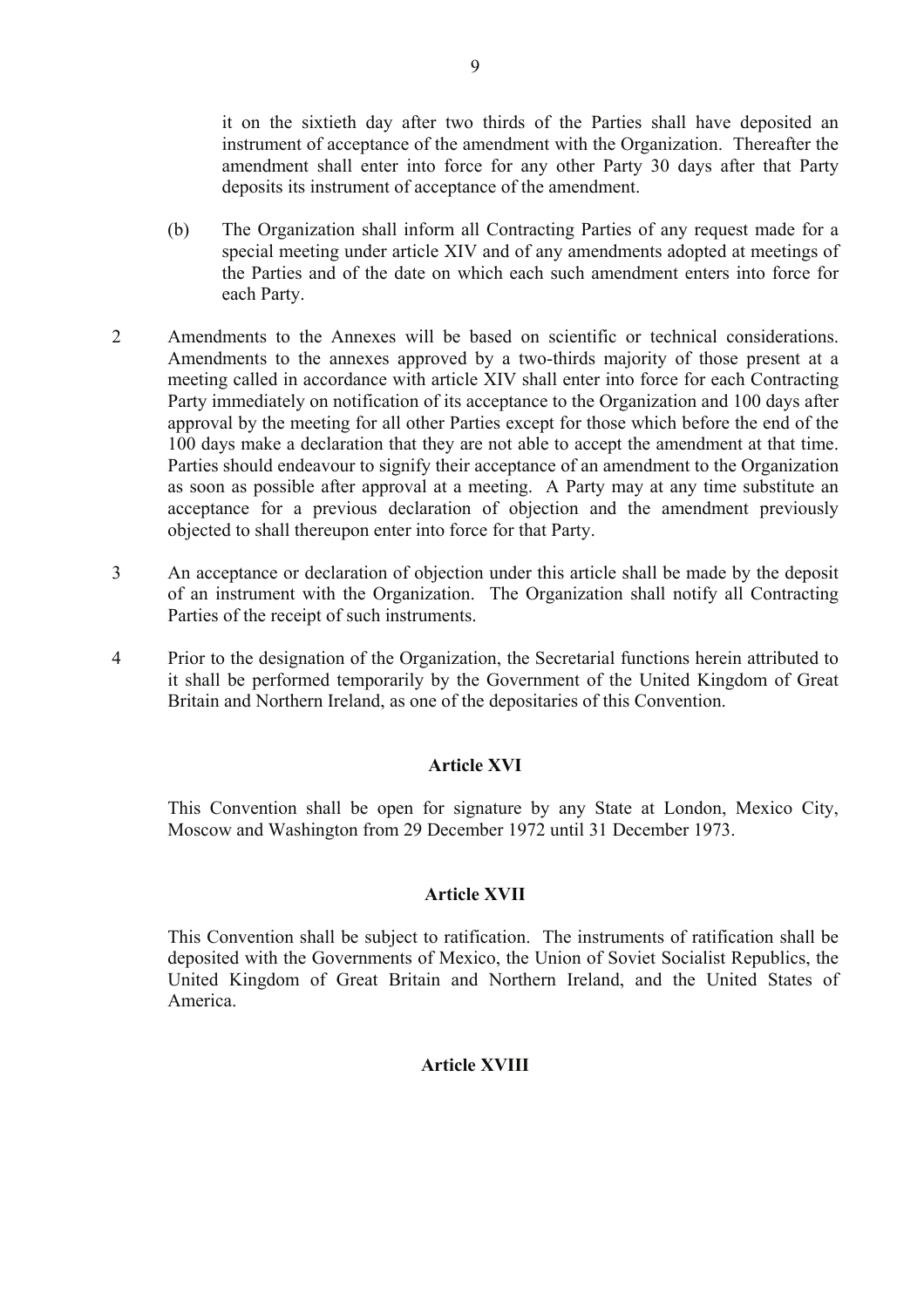it on the sixtieth day after two thirds of the Parties shall have deposited an instrument of acceptance of the amendment with the Organization. Thereafter the amendment shall enter into force for any other Party 30 days after that Party deposits its instrument of acceptance of the amendment.

(b) The Organization shall inform all Contracting Parties of any request made for a special meeting under article XIV and of any amendments adopted at meetings of the Parties and of the date on which each such amendment enters into force for each Party.

2 Amendments to the Annexes will be based on scientific or technical considerations. Amendments to the annexes approved by a two-thirds majority of those present at a meeting called in accordance with article XIV shall enter into force for each Contracting Party immediately on notification of its acceptance to the Organization and 100 days after approval by the meeting for all other Parties except for those which before the end of the 100 days make a declaration that they are not able to accept the amendment at that time. Parties should endeavour to signify their acceptance of an amendment to the Organization as soon as possible after approval at a meeting. A Party may at any time substitute an acceptance for a previous declaration of objection and the amendment previously objected to shall thereupon enter into force for that Party.

3 An acceptance or declaration of objection under this article shall be made by the deposit of an instrument with the Organization. The Organization shall notify all Contracting Parties of the receipt of such instruments.

4 Prior to the designation of the Organization, the Secretarial functions herein attributed to it shall be performed temporarily by the Government of the United Kingdom of Great Britain and Northern Ireland, as one of the depositaries of this Convention.

### Article XVI

This Convention shall be open for signature by any State at London, Mexico City, Moscow and Washington from 29 December 1972 until 31 December 1973.

### Article XVII

This Convention shall be subject to ratification. The instruments of ratification shall be deposited with the Governments of Mexico, the Union of Soviet Socialist Republics, the United Kingdom of Great Britain and Northern Ireland, and the United States of America.

### Article XVIII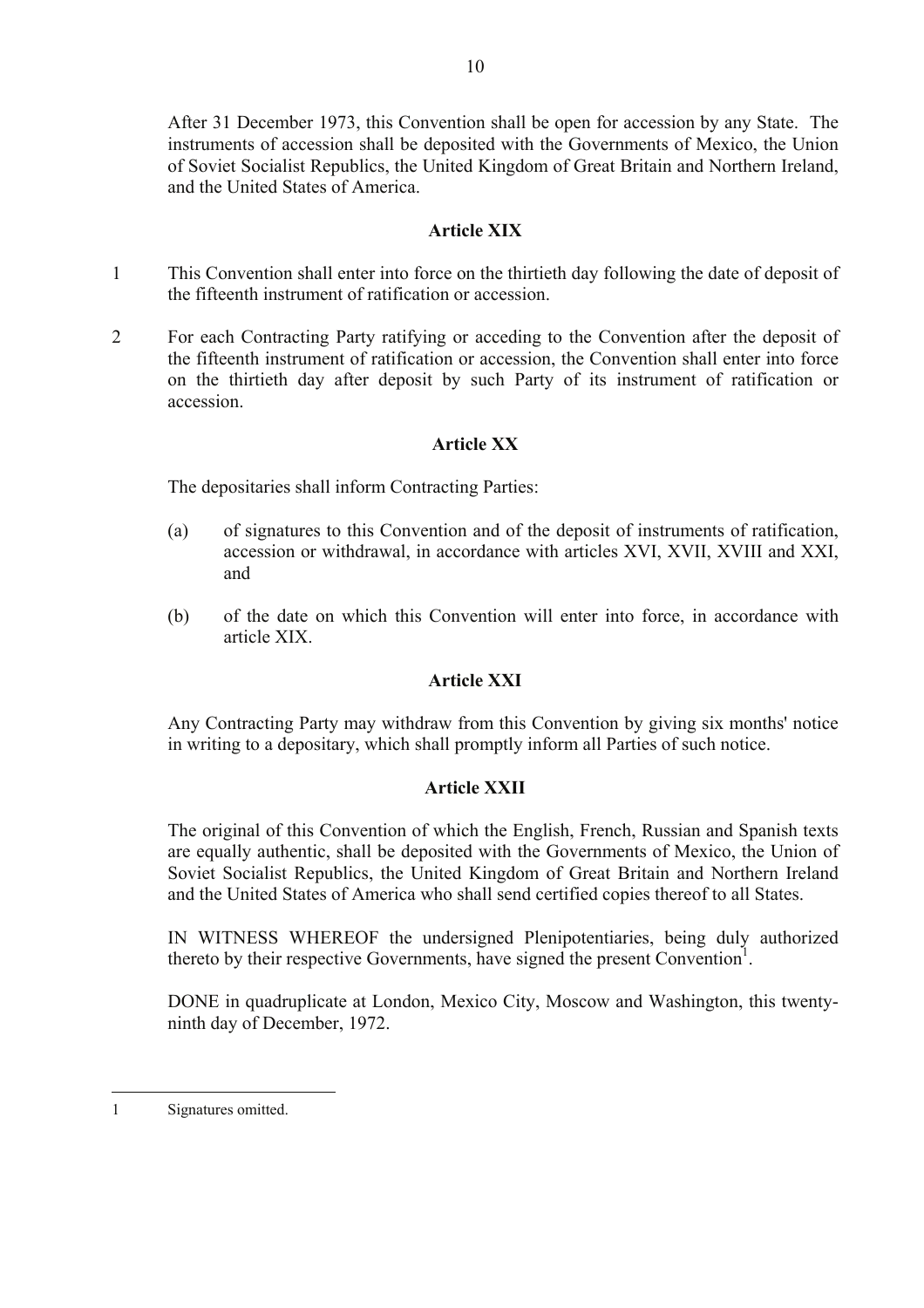After 31 December 1973, this Convention shall be open for accession by any State. The instruments of accession shall be deposited with the Governments of Mexico, the Union of Soviet Socialist Republics, the United Kingdom of Great Britain and Northern Ireland, and the United States of America.

### Article XIX

1 This Convention shall enter into force on the thirtieth day following the date of deposit of the fifteenth instrument of ratification or accession.

2 For each Contracting Party ratifying or acceding to the Convention after the deposit of the fifteenth instrument of ratification or accession, the Convention shall enter into force on the thirtieth day after deposit by such Party of its instrument of ratification or accession.

### Article XX

The depositaries shall inform Contracting Parties:

(a) of signatures to this Convention and of the deposit of instruments of ratification, accession or withdrawal, in accordance with articles XVI, XVII, XVIII and XXI, and

(b) of the date on which this Convention will enter into force, in accordance with article XIX.

### Article XXI

Any Contracting Party may withdraw from this Convention by giving six months' notice in writing to a depositary, which shall promptly inform all Parties of such notice.

### Article XXII

The original of this Convention of which the English, French, Russian and Spanish texts are equally authentic, shall be deposited with the Governments of Mexico, the Union of Soviet Socialist Republics, the United Kingdom of Great Britain and Northern Ireland and the United States of America who shall send certified copies thereof to all States.

IN WITNESS WHEREOF the undersigned Plenipotentiaries, being duly authorized thereto by their respective Governments, have signed the present Convention[1].

DONE in quadruplicate at London, Mexico City, Moscow and Washington, this twenty-ninth day of December, 1972.

---

1 Signatures omitted.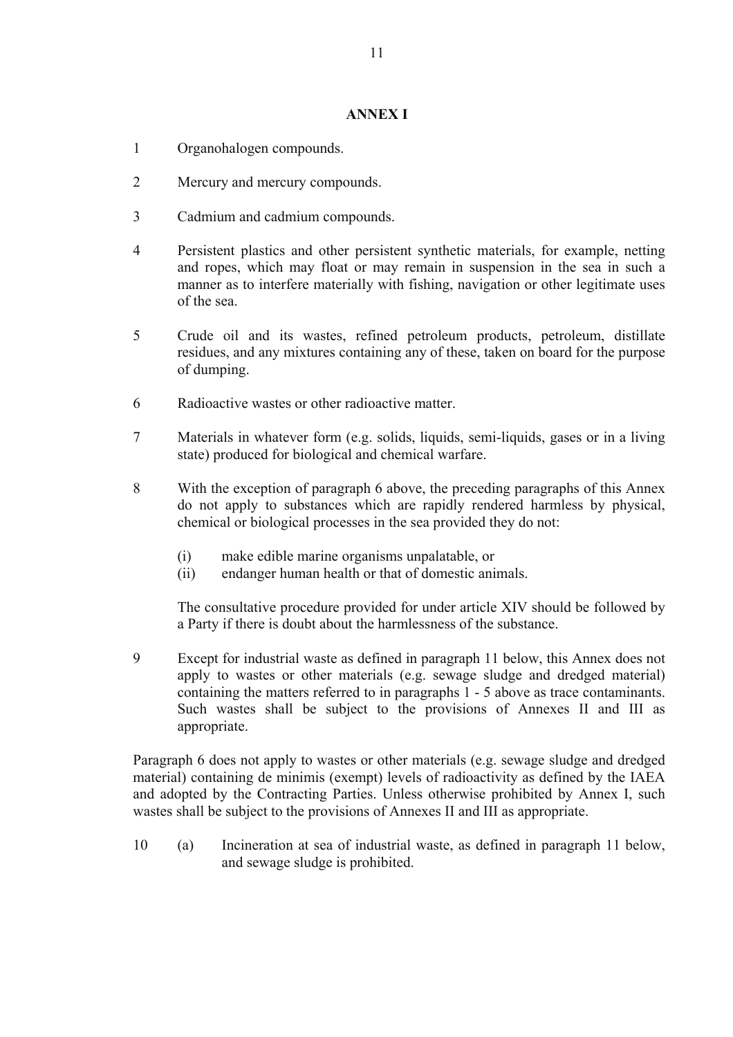## ANNEX I

1 Organohalogen compounds.

2 Mercury and mercury compounds.

3 Cadmium and cadmium compounds.

4 Persistent plastics and other persistent synthetic materials, for example, netting and ropes, which may float or may remain in suspension in the sea in such a manner as to interfere materially with fishing, navigation or other legitimate uses of the sea.

5 Crude oil and its wastes, refined petroleum products, petroleum, distillate residues, and any mixtures containing any of these, taken on board for the purpose of dumping.

6 Radioactive wastes or other radioactive matter.

7 Materials in whatever form (e.g. solids, liquids, semi-liquids, gases or in a living state) produced for biological and chemical warfare.

8 With the exception of paragraph 6 above, the preceding paragraphs of this Annex do not apply to substances which are rapidly rendered harmless by physical, chemical or biological processes in the sea provided they do not:

   (i) make edible marine organisms unpalatable, or
   (ii) endanger human health or that of domestic animals.

   The consultative procedure provided for under article XIV should be followed by a Party if there is doubt about the harmlessness of the substance.

9 Except for industrial waste as defined in paragraph 11 below, this Annex does not apply to wastes or other materials (e.g. sewage sludge and dredged material) containing the matters referred to in paragraphs 1 - 5 above as trace contaminants. Such wastes shall be subject to the provisions of Annexes II and III as appropriate.

Paragraph 6 does not apply to wastes or other materials (e.g. sewage sludge and dredged material) containing de minimis (exempt) levels of radioactivity as defined by the IAEA and adopted by the Contracting Parties. Unless otherwise prohibited by Annex I, such wastes shall be subject to the provisions of Annexes II and III as appropriate.

10 (a) Incineration at sea of industrial waste, as defined in paragraph 11 below, and sewage sludge is prohibited.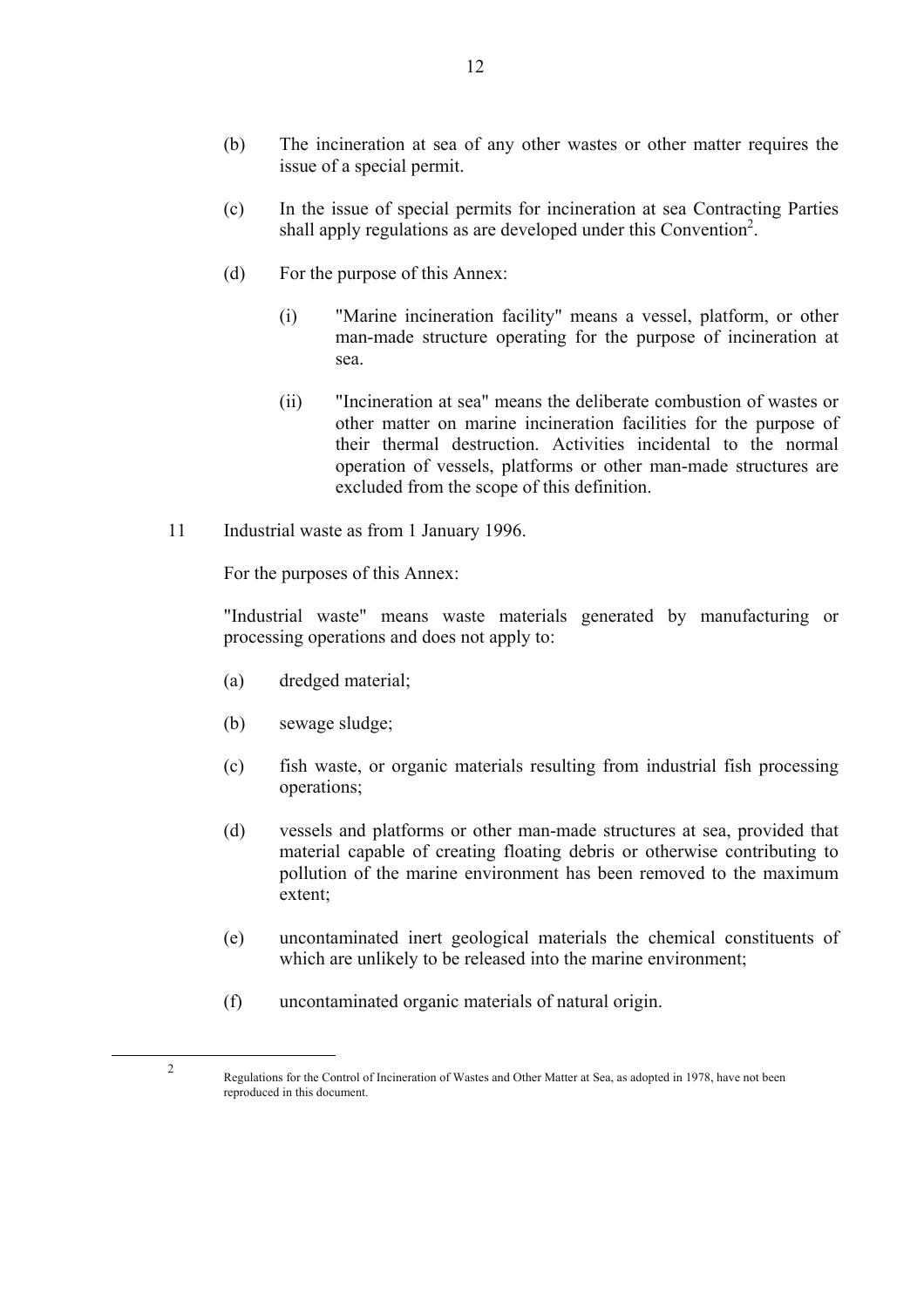(b) The incineration at sea of any other wastes or other matter requires the issue of a special permit.

(c) In the issue of special permits for incineration at sea Contracting Parties shall apply regulations as are developed under this Convention[2].

(d) For the purpose of this Annex:

(i) "Marine incineration facility" means a vessel, platform, or other man-made structure operating for the purpose of incineration at sea.

(ii) "Incineration at sea" means the deliberate combustion of wastes or other matter on marine incineration facilities for the purpose of their thermal destruction. Activities incidental to the normal operation of vessels, platforms or other man-made structures are excluded from the scope of this definition.

11 Industrial waste as from 1 January 1996.

For the purposes of this Annex:

"Industrial waste" means waste materials generated by manufacturing or processing operations and does not apply to:

(a) dredged material;

(b) sewage sludge;

(c) fish waste, or organic materials resulting from industrial fish processing operations;

(d) vessels and platforms or other man-made structures at sea, provided that material capable of creating floating debris or otherwise contributing to pollution of the marine environment has been removed to the maximum extent;

(e) uncontaminated inert geological materials the chemical constituents of which are unlikely to be released into the marine environment;

(f) uncontaminated organic materials of natural origin.

---

[2] Regulations for the Control of Incineration of Wastes and Other Matter at Sea, as adopted in 1978, have not been reproduced in this document.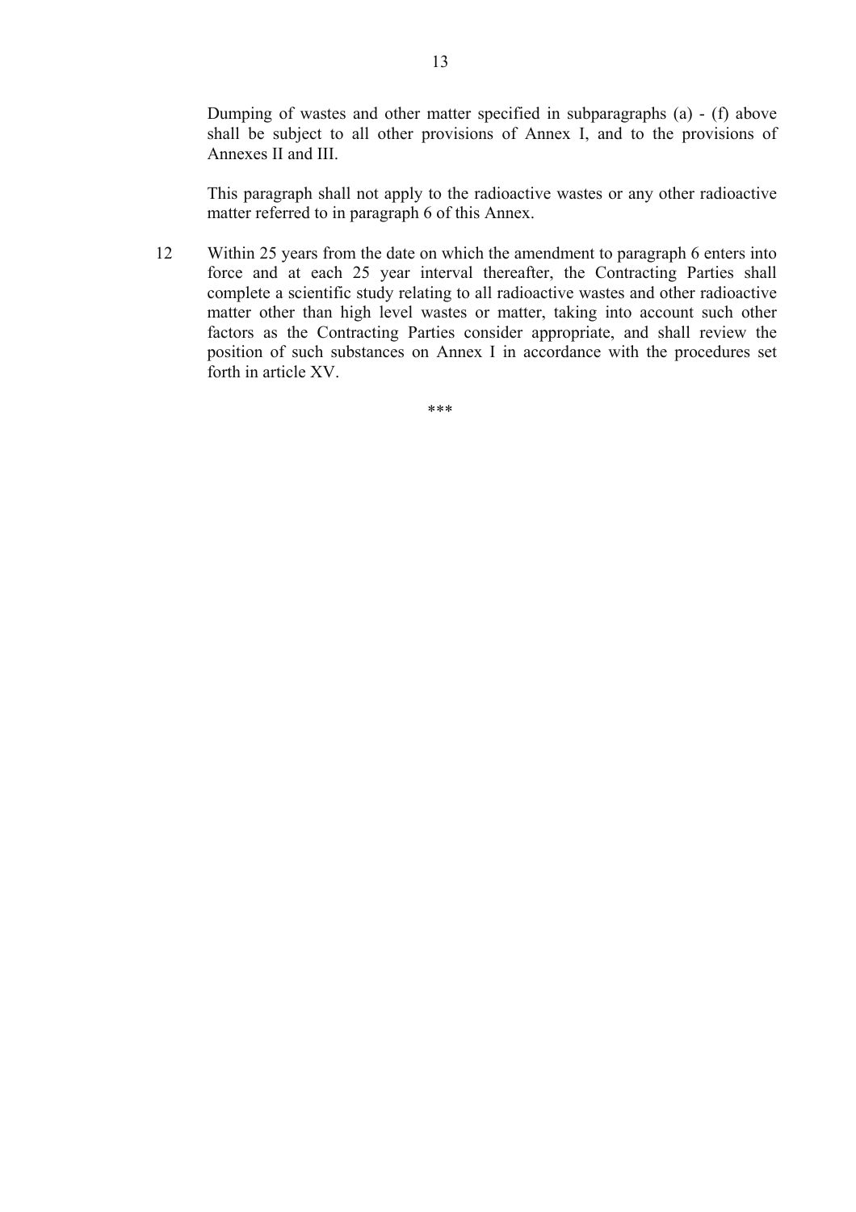Dumping of wastes and other matter specified in subparagraphs (a) - (f) above shall be subject to all other provisions of Annex I, and to the provisions of Annexes II and III.

This paragraph shall not apply to the radioactive wastes or any other radioactive matter referred to in paragraph 6 of this Annex.

12 Within 25 years from the date on which the amendment to paragraph 6 enters into force and at each 25 year interval thereafter, the Contracting Parties shall complete a scientific study relating to all radioactive wastes and other radioactive matter other than high level wastes or matter, taking into account such other factors as the Contracting Parties consider appropriate, and shall review the position of such substances on Annex I in accordance with the procedures set forth in article XV.

\*\*\*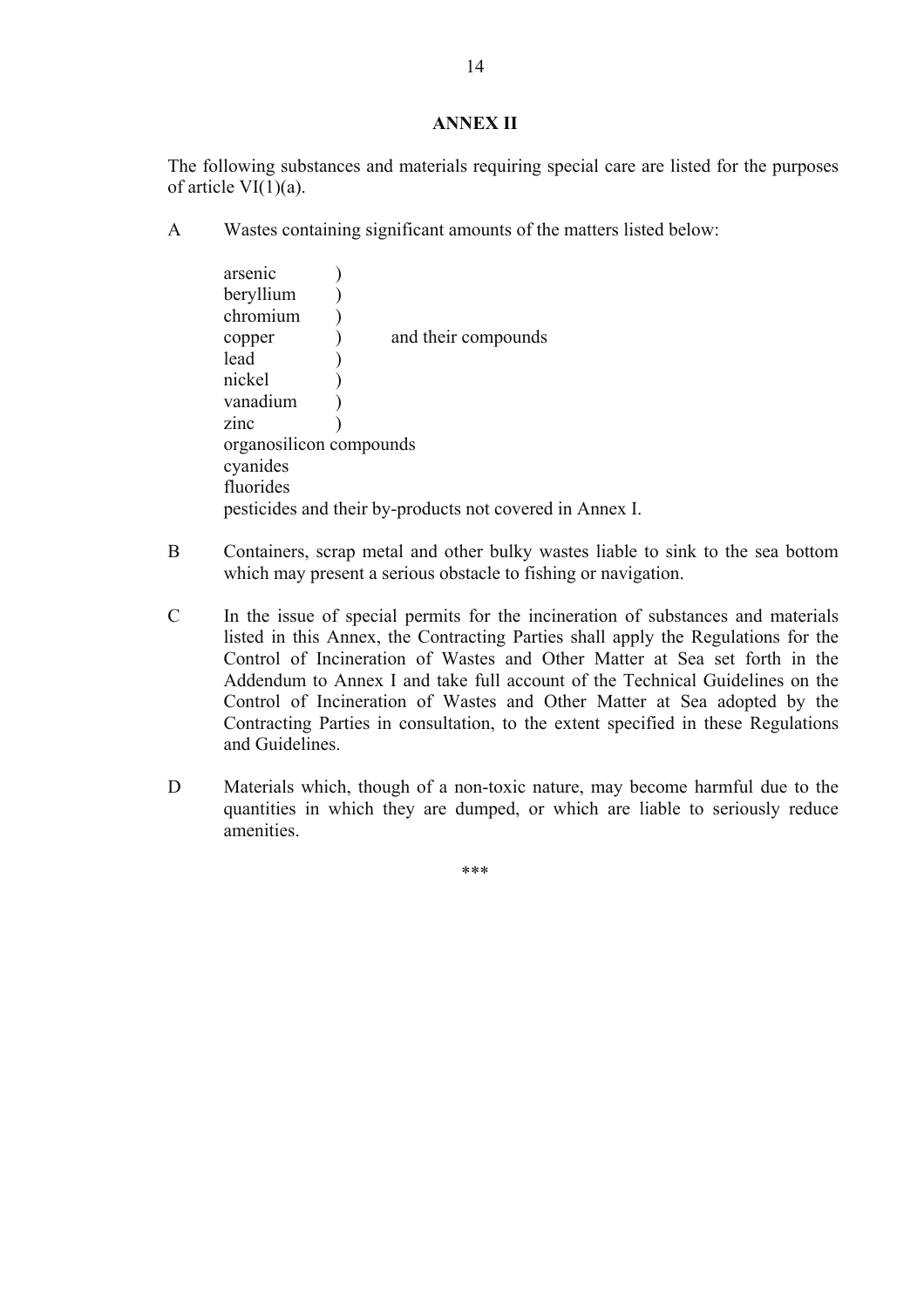## ANNEX II

The following substances and materials requiring special care are listed for the purposes of article VI(1)(a).

A Wastes containing significant amounts of the matters listed below:

arsenic )
beryllium )
chromium )
copper ) and their compounds
lead )
nickel )
vanadium )
zinc )
organosilicon compounds
cyanides
fluorides
pesticides and their by-products not covered in Annex I.

B Containers, scrap metal and other bulky wastes liable to sink to the sea bottom which may present a serious obstacle to fishing or navigation.

C In the issue of special permits for the incineration of substances and materials listed in this Annex, the Contracting Parties shall apply the Regulations for the Control of Incineration of Wastes and Other Matter at Sea set forth in the Addendum to Annex I and take full account of the Technical Guidelines on the Control of Incineration of Wastes and Other Matter at Sea adopted by the Contracting Parties in consultation, to the extent specified in these Regulations and Guidelines.

D Materials which, though of a non-toxic nature, may become harmful due to the quantities in which they are dumped, or which are liable to seriously reduce amenities.

***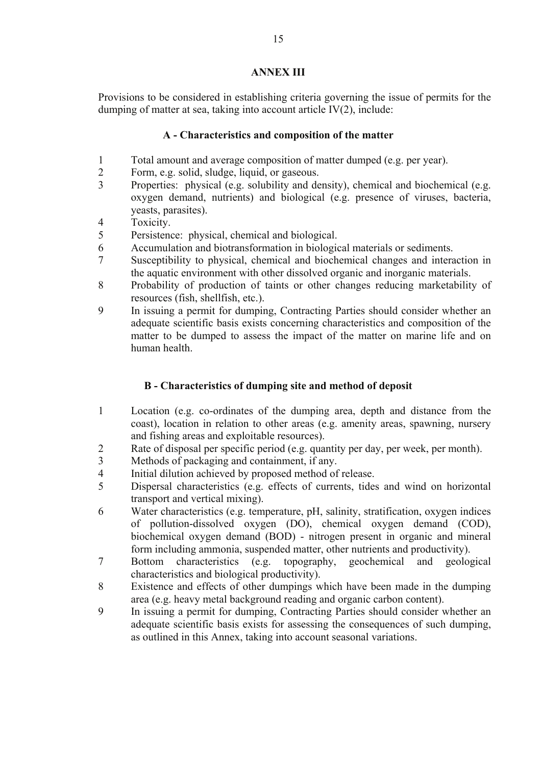## ANNEX III

Provisions to be considered in establishing criteria governing the issue of permits for the dumping of matter at sea, taking into account article IV(2), include:

### A - Characteristics and composition of the matter

1. Total amount and average composition of matter dumped (e.g. per year).
2. Form, e.g. solid, sludge, liquid, or gaseous.
3. Properties: physical (e.g. solubility and density), chemical and biochemical (e.g. oxygen demand, nutrients) and biological (e.g. presence of viruses, bacteria, yeasts, parasites).
4. Toxicity.
5. Persistence: physical, chemical and biological.
6. Accumulation and biotransformation in biological materials or sediments.
7. Susceptibility to physical, chemical and biochemical changes and interaction in the aquatic environment with other dissolved organic and inorganic materials.
8. Probability of production of taints or other changes reducing marketability of resources (fish, shellfish, etc.).
9. In issuing a permit for dumping, Contracting Parties should consider whether an adequate scientific basis exists concerning characteristics and composition of the matter to be dumped to assess the impact of the matter on marine life and on human health.

### B - Characteristics of dumping site and method of deposit

1. Location (e.g. co-ordinates of the dumping area, depth and distance from the coast), location in relation to other areas (e.g. amenity areas, spawning, nursery and fishing areas and exploitable resources).
2. Rate of disposal per specific period (e.g. quantity per day, per week, per month).
3. Methods of packaging and containment, if any.
4. Initial dilution achieved by proposed method of release.
5. Dispersal characteristics (e.g. effects of currents, tides and wind on horizontal transport and vertical mixing).
6. Water characteristics (e.g. temperature, pH, salinity, stratification, oxygen indices of pollution-dissolved oxygen (DO), chemical oxygen demand (COD), biochemical oxygen demand (BOD) - nitrogen present in organic and mineral form including ammonia, suspended matter, other nutrients and productivity).
7. Bottom characteristics (e.g. topography, geochemical and geological characteristics and biological productivity).
8. Existence and effects of other dumpings which have been made in the dumping area (e.g. heavy metal background reading and organic carbon content).
9. In issuing a permit for dumping, Contracting Parties should consider whether an adequate scientific basis exists for assessing the consequences of such dumping, as outlined in this Annex, taking into account seasonal variations.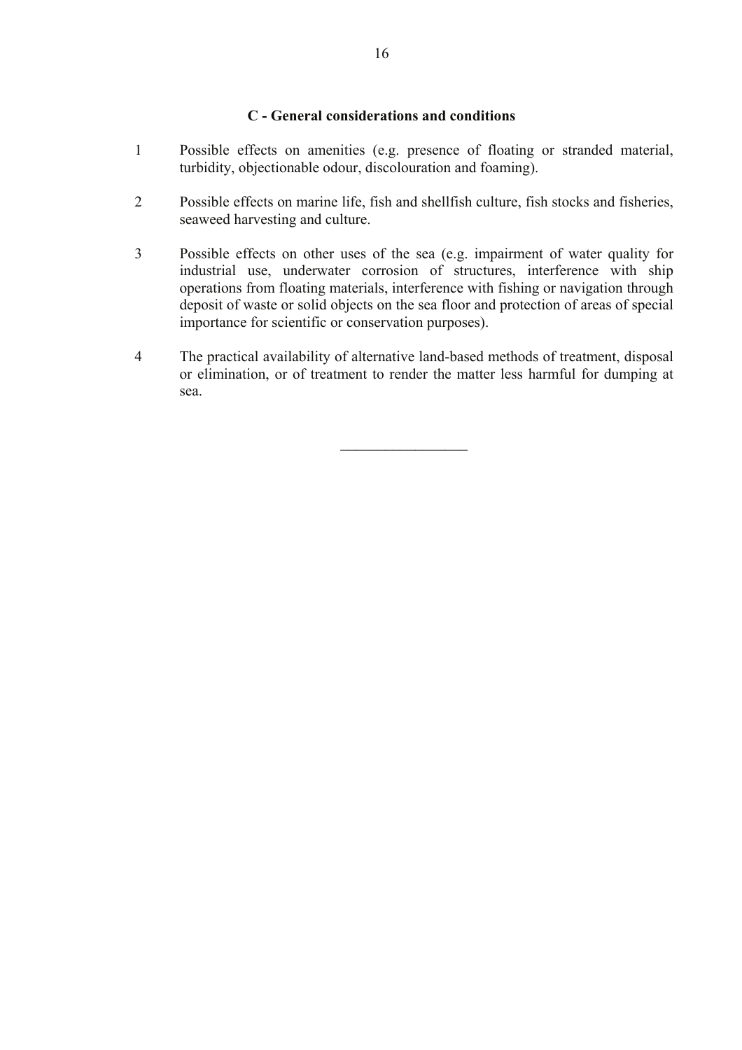### C - General considerations and conditions

1 Possible effects on amenities (e.g. presence of floating or stranded material, turbidity, objectionable odour, discolouration and foaming).

2 Possible effects on marine life, fish and shellfish culture, fish stocks and fisheries, seaweed harvesting and culture.

3 Possible effects on other uses of the sea (e.g. impairment of water quality for industrial use, underwater corrosion of structures, interference with ship operations from floating materials, interference with fishing or navigation through deposit of waste or solid objects on the sea floor and protection of areas of special importance for scientific or conservation purposes).

4 The practical availability of alternative land-based methods of treatment, disposal or elimination, or of treatment to render the matter less harmful for dumping at sea.

___